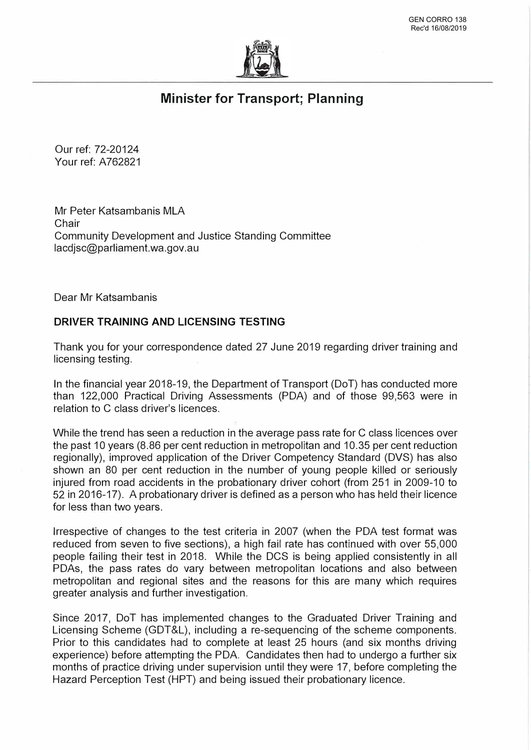GEN CORRO 138
Rec'd 16/08/2019

# Minister for Transport; Planning

Our ref: 72-20124
Your ref: A762821

Mr Peter Katsambanis MLA
Chair
Community Development and Justice Standing Committee
lacdjsc@parliament.wa.gov.au

Dear Mr Katsambanis

**DRIVER TRAINING AND LICENSING TESTING**

Thank you for your correspondence dated 27 June 2019 regarding driver training and licensing testing.

In the financial year 2018-19, the Department of Transport (DoT) has conducted more than 122,000 Practical Driving Assessments (PDA) and of those 99,563 were in relation to C class driver's licences.

While the trend has seen a reduction in the average pass rate for C class licences over the past 10 years (8.86 per cent reduction in metropolitan and 10.35 per cent reduction regionally), improved application of the Driver Competency Standard (DVS) has also shown an 80 per cent reduction in the number of young people killed or seriously injured from road accidents in the probationary driver cohort (from 251 in 2009-10 to 52 in 2016-17). A probationary driver is defined as a person who has held their licence for less than two years.

Irrespective of changes to the test criteria in 2007 (when the PDA test format was reduced from seven to five sections), a high fail rate has continued with over 55,000 people failing their test in 2018. While the DCS is being applied consistently in all PDAs, the pass rates do vary between metropolitan locations and also between metropolitan and regional sites and the reasons for this are many which requires greater analysis and further investigation.

Since 2017, DoT has implemented changes to the Graduated Driver Training and Licensing Scheme (GDT&L), including a re-sequencing of the scheme components. Prior to this candidates had to complete at least 25 hours (and six months driving experience) before attempting the PDA. Candidates then had to undergo a further six months of practice driving under supervision until they were 17, before completing the Hazard Perception Test (HPT) and being issued their probationary licence.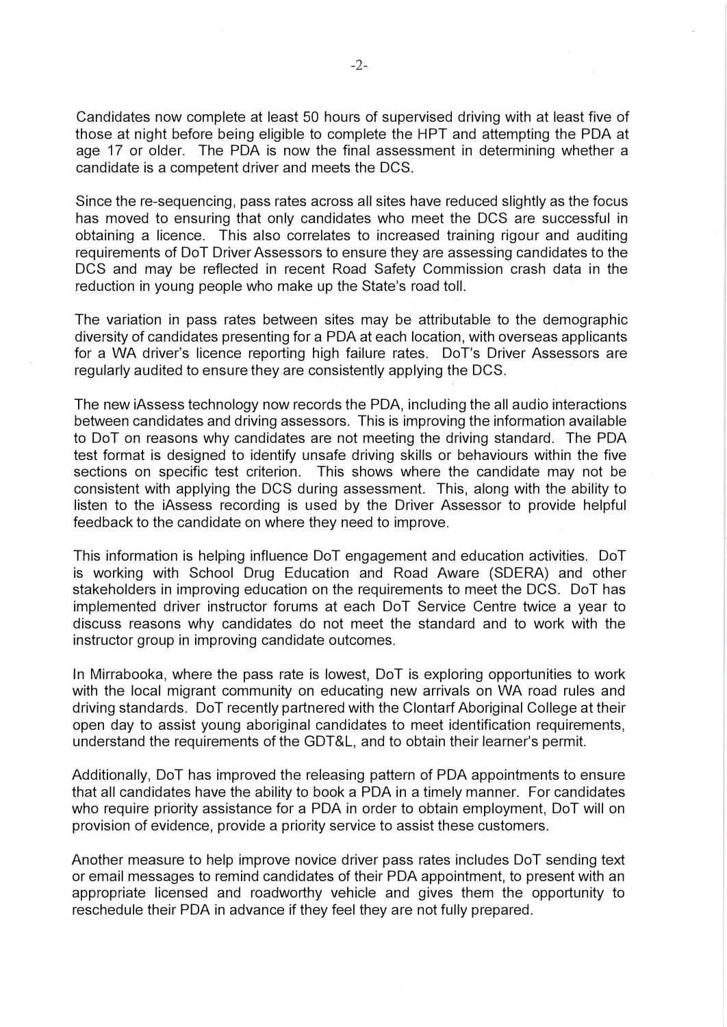Candidates now complete at least 50 hours of supervised driving with at least five of those at night before being eligible to complete the HPT and attempting the PDA at age 17 or older. The PDA is now the final assessment in determining whether a candidate is a competent driver and meets the DCS.

Since the re-sequencing, pass rates across all sites have reduced slightly as the focus has moved to ensuring that only candidates who meet the DCS are successful in obtaining a licence. This also correlates to increased training rigour and auditing requirements of DoT Driver Assessors to ensure they are assessing candidates to the DCS and may be reflected in recent Road Safety Commission crash data in the reduction in young people who make up the State's road toll.

The variation in pass rates between sites may be attributable to the demographic diversity of candidates presenting for a PDA at each location, with overseas applicants for a WA driver's licence reporting high failure rates. DoT's Driver Assessors are regularly audited to ensure they are consistently applying the DCS.

The new iAssess technology now records the PDA, including the all audio interactions between candidates and driving assessors. This is improving the information available to DoT on reasons why candidates are not meeting the driving standard. The PDA test format is designed to identify unsafe driving skills or behaviours within the five sections on specific test criterion. This shows where the candidate may not be consistent with applying the DCS during assessment. This, along with the ability to listen to the iAssess recording is used by the Driver Assessor to provide helpful feedback to the candidate on where they need to improve.

This information is helping influence DoT engagement and education activities. DoT is working with School Drug Education and Road Aware (SDERA) and other stakeholders in improving education on the requirements to meet the DCS. DoT has implemented driver instructor forums at each DoT Service Centre twice a year to discuss reasons why candidates do not meet the standard and to work with the instructor group in improving candidate outcomes.

In Mirrabooka, where the pass rate is lowest, DoT is exploring opportunities to work with the local migrant community on educating new arrivals on WA road rules and driving standards. DoT recently partnered with the Clontarf Aboriginal College at their open day to assist young aboriginal candidates to meet identification requirements, understand the requirements of the GDT&L, and to obtain their learner's permit.

Additionally, DoT has improved the releasing pattern of PDA appointments to ensure that all candidates have the ability to book a PDA in a timely manner. For candidates who require priority assistance for a PDA in order to obtain employment, DoT will on provision of evidence, provide a priority service to assist these customers.

Another measure to help improve novice driver pass rates includes DoT sending text or email messages to remind candidates of their PDA appointment, to present with an appropriate licensed and roadworthy vehicle and gives them the opportunity to reschedule their PDA in advance if they feel they are not fully prepared.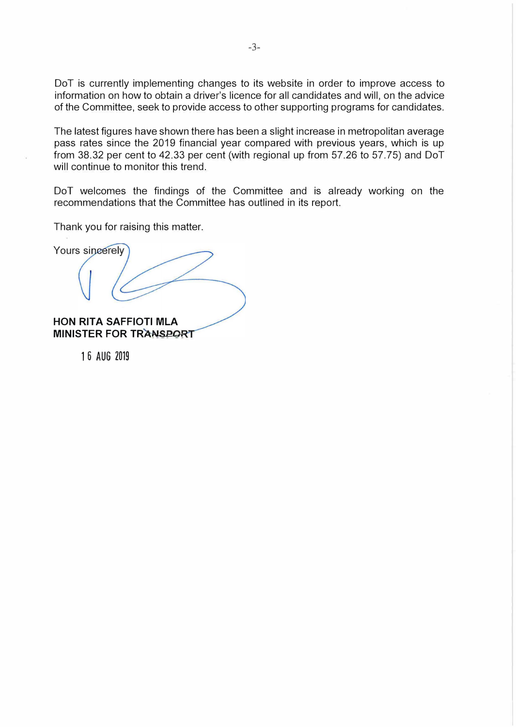DoT is currently implementing changes to its website in order to improve access to information on how to obtain a driver's licence for all candidates and will, on the advice of the Committee, seek to provide access to other supporting programs for candidates.

The latest figures have shown there has been a slight increase in metropolitan average pass rates since the 2019 financial year compared with previous years, which is up from 38.32 per cent to 42.33 per cent (with regional up from 57.26 to 57.75) and DoT will continue to monitor this trend.

DoT welcomes the findings of the Committee and is already working on the recommendations that the Committee has outlined in its report.

Thank you for raising this matter.

Yours sincerely

**HON RITA SAFFIOTI MLA**
**MINISTER FOR TRANSPORT**

16 AUG 2019